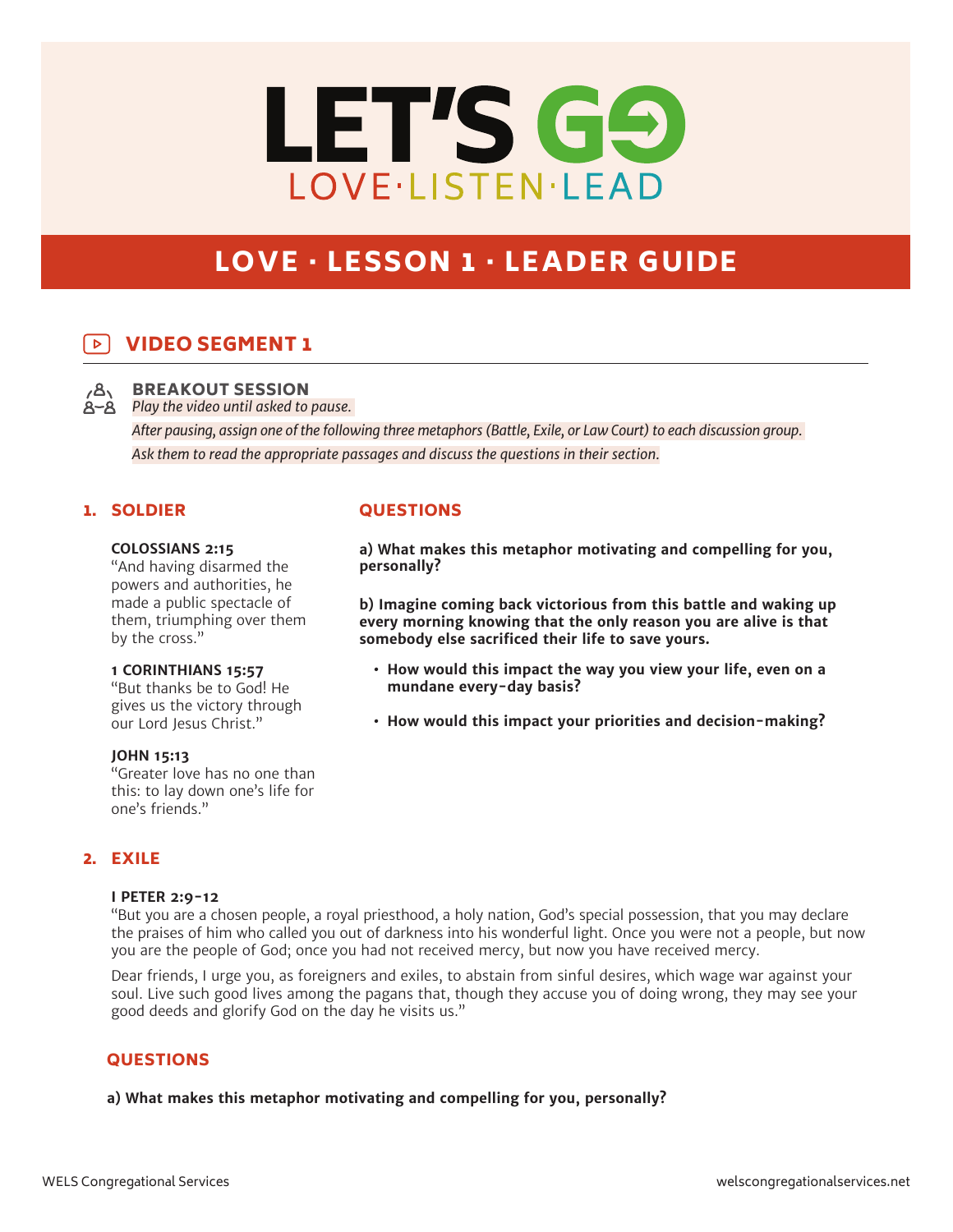# LET'S GO

LOVE · LISTEN · LEAD

## LOVE · LESSON 1 · LEADER GUIDE

## VIDEO SEGMENT 1

### BREAKOUT SESSION

*Play the video until asked to pause.*

*After pausing, assign one of the following three metaphors (Battle, Exile, or Law Court) to each discussion group.*

*Ask them to read the appropriate passages and discuss the questions in their section.*

### 1. SOLDIER

**COLOSSIANS 2:15**
"And having disarmed the powers and authorities, he made a public spectacle of them, triumphing over them by the cross."

**1 CORINTHIANS 15:57**
"But thanks be to God! He gives us the victory through our Lord Jesus Christ."

**JOHN 15:13**
"Greater love has no one than this: to lay down one's life for one's friends."

### QUESTIONS

**a) What makes this metaphor motivating and compelling for you, personally?**

**b) Imagine coming back victorious from this battle and waking up every morning knowing that the only reason you are alive is that somebody else sacrificed their life to save yours.**

- **How would this impact the way you view your life, even on a mundane every-day basis?**
- **How would this impact your priorities and decision-making?**

### 2. EXILE

**I PETER 2:9-12**
"But you are a chosen people, a royal priesthood, a holy nation, God's special possession, that you may declare the praises of him who called you out of darkness into his wonderful light. Once you were not a people, but now you are the people of God; once you had not received mercy, but now you have received mercy.

Dear friends, I urge you, as foreigners and exiles, to abstain from sinful desires, which wage war against your soul. Live such good lives among the pagans that, though they accuse you of doing wrong, they may see your good deeds and glorify God on the day he visits us."

### QUESTIONS

**a) What makes this metaphor motivating and compelling for you, personally?**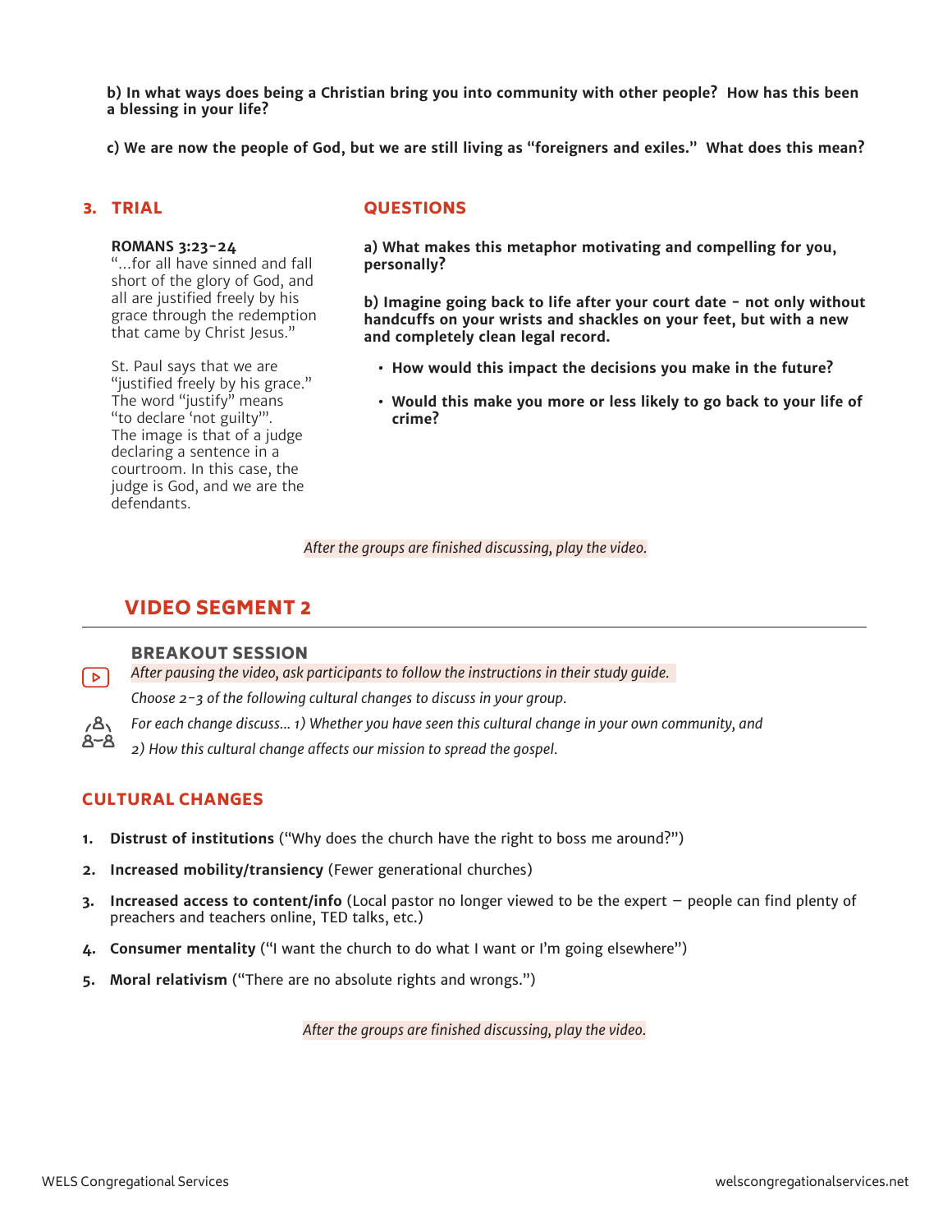**b) In what ways does being a Christian bring you into community with other people? How has this been a blessing in your life?**

**c) We are now the people of God, but we are still living as "foreigners and exiles." What does this mean?**

## 3. TRIAL

**ROMANS 3:23-24**
"...for all have sinned and fall short of the glory of God, and all are justified freely by his grace through the redemption that came by Christ Jesus."

St. Paul says that we are "justified freely by his grace." The word "justify" means "to declare 'not guilty'". The image is that of a judge declaring a sentence in a courtroom. In this case, the judge is God, and we are the defendants.

## QUESTIONS

**a) What makes this metaphor motivating and compelling for you, personally?**

**b) Imagine going back to life after your court date - not only without handcuffs on your wrists and shackles on your feet, but with a new and completely clean legal record.**

- **How would this impact the decisions you make in the future?**
- **Would this make you more or less likely to go back to your life of crime?**

*After the groups are finished discussing, play the video.*

## VIDEO SEGMENT 2

### BREAKOUT SESSION

*After pausing the video, ask participants to follow the instructions in their study guide.*

*Choose 2-3 of the following cultural changes to discuss in your group.*

*For each change discuss... 1) Whether you have seen this cultural change in your own community, and 2) How this cultural change affects our mission to spread the gospel.*

## CULTURAL CHANGES

1. **Distrust of institutions** ("Why does the church have the right to boss me around?")
2. **Increased mobility/transiency** (Fewer generational churches)
3. **Increased access to content/info** (Local pastor no longer viewed to be the expert – people can find plenty of preachers and teachers online, TED talks, etc.)
4. **Consumer mentality** ("I want the church to do what I want or I'm going elsewhere")
5. **Moral relativism** ("There are no absolute rights and wrongs.")

*After the groups are finished discussing, play the video.*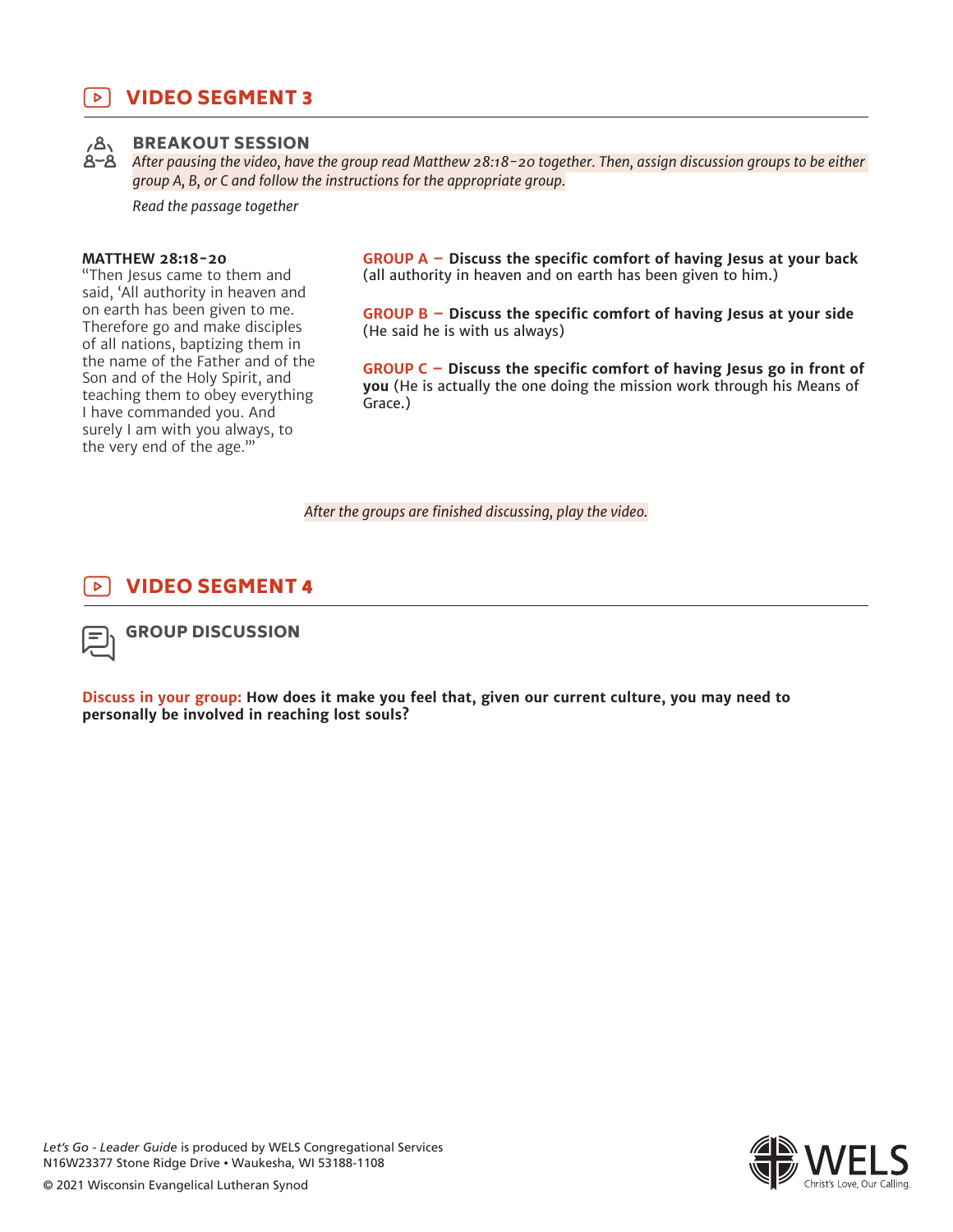## VIDEO SEGMENT 3

### BREAKOUT SESSION

*After pausing the video, have the group read Matthew 28:18-20 together. Then, assign discussion groups to be either group A, B, or C and follow the instructions for the appropriate group.*

*Read the passage together*

**MATTHEW 28:18-20**
"Then Jesus came to them and said, 'All authority in heaven and on earth has been given to me. Therefore go and make disciples of all nations, baptizing them in the name of the Father and of the Son and of the Holy Spirit, and teaching them to obey everything I have commanded you. And surely I am with you always, to the very end of the age.'"

**GROUP A – Discuss the specific comfort of having Jesus at your back** (all authority in heaven and on earth has been given to him.)

**GROUP B – Discuss the specific comfort of having Jesus at your side** (He said he is with us always)

**GROUP C – Discuss the specific comfort of having Jesus go in front of you** (He is actually the one doing the mission work through his Means of Grace.)

*After the groups are finished discussing, play the video.*

## VIDEO SEGMENT 4

### GROUP DISCUSSION

**Discuss in your group: How does it make you feel that, given our current culture, you may need to personally be involved in reaching lost souls?**

*Let's Go - Leader Guide* is produced by WELS Congregational Services
N16W23377 Stone Ridge Drive • Waukesha, WI 53188-1108

© 2021 Wisconsin Evangelical Lutheran Synod

WELS Christ's Love, Our Calling.